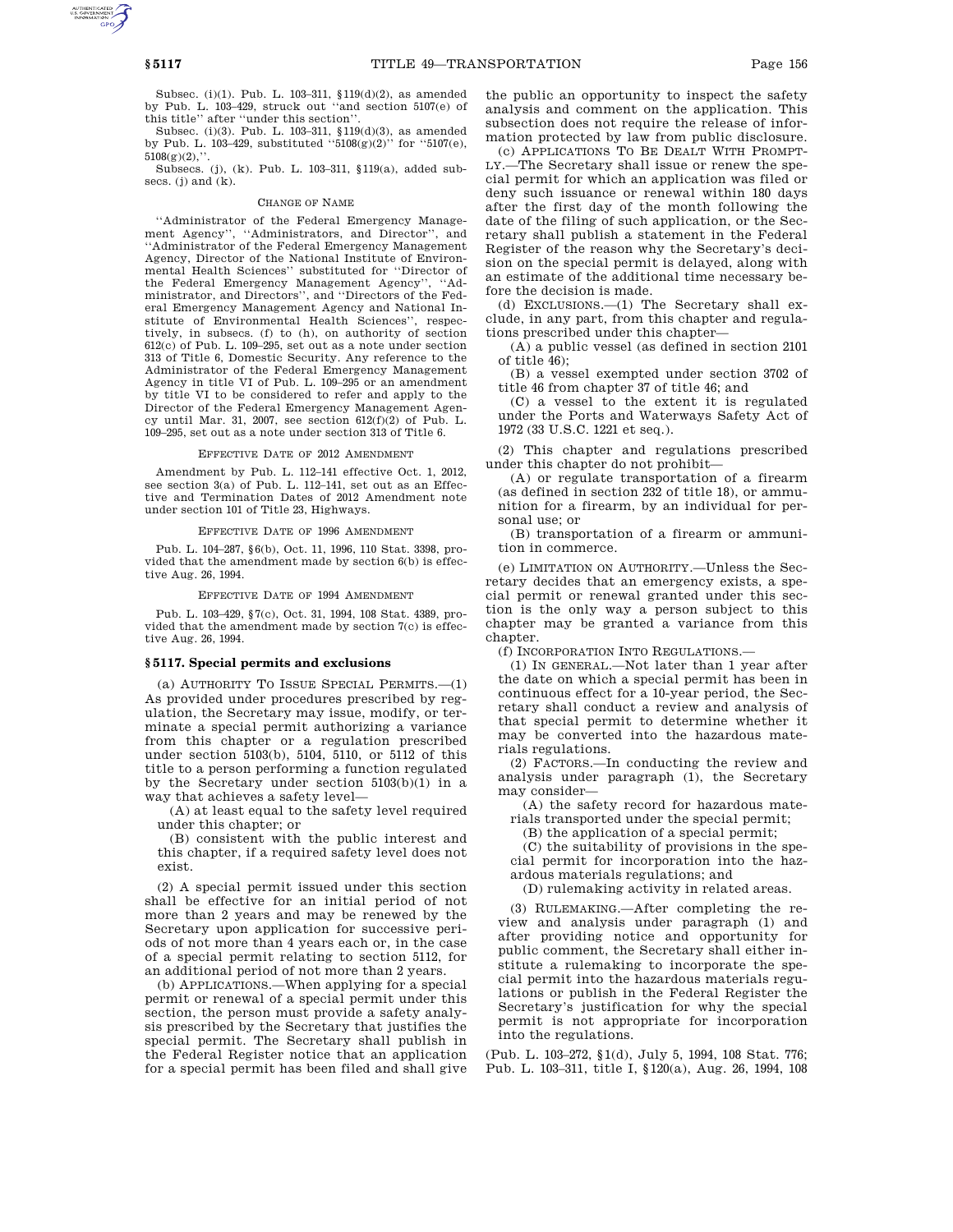Subsec. (i)(1). Pub. L. 103–311, §119(d)(2), as amended by Pub. L. 103–429, struck out ''and section 5107(e) of this title'' after ''under this section''.

Subsec. (i)(3). Pub. L. 103–311, §119(d)(3), as amended by Pub. L. 103–429, substituted ''5108(g)(2)'' for ''5107(e), 5108(g)(2),''.

Subsecs. (j), (k). Pub. L. 103–311, §119(a), added subsecs. (j) and (k).

CHANGE OF NAME

''Administrator of the Federal Emergency Management Agency'', ''Administrators, and Director'', and ''Administrator of the Federal Emergency Management Agency, Director of the National Institute of Environmental Health Sciences'' substituted for ''Director of the Federal Emergency Management Agency'', ''Administrator, and Directors'', and ''Directors of the Federal Emergency Management Agency and National Institute of Environmental Health Sciences'', respectively, in subsecs. (f) to (h), on authority of section 612(c) of Pub. L. 109–295, set out as a note under section 313 of Title 6, Domestic Security. Any reference to the Administrator of the Federal Emergency Management Agency in title VI of Pub. L. 109–295 or an amendment by title VI to be considered to refer and apply to the Director of the Federal Emergency Management Agency until Mar. 31, 2007, see section 612(f)(2) of Pub. L. 109–295, set out as a note under section 313 of Title 6.

EFFECTIVE DATE OF 2012 AMENDMENT

Amendment by Pub. L. 112–141 effective Oct. 1, 2012, see section 3(a) of Pub. L. 112–141, set out as an Effective and Termination Dates of 2012 Amendment note under section 101 of Title 23, Highways.

EFFECTIVE DATE OF 1996 AMENDMENT

Pub. L. 104–287, §6(b), Oct. 11, 1996, 110 Stat. 3398, provided that the amendment made by section 6(b) is effective Aug. 26, 1994.

EFFECTIVE DATE OF 1994 AMENDMENT

Pub. L. 103–429, §7(c), Oct. 31, 1994, 108 Stat. 4389, provided that the amendment made by section 7(c) is effective Aug. 26, 1994.

**§5117. Special permits and exclusions**

(a) AUTHORITY TO ISSUE SPECIAL PERMITS.—(1) As provided under procedures prescribed by regulation, the Secretary may issue, modify, or terminate a special permit authorizing a variance from this chapter or a regulation prescribed under section 5103(b), 5104, 5110, or 5112 of this title to a person performing a function regulated by the Secretary under section 5103(b)(1) in a way that achieves a safety level—

(A) at least equal to the safety level required under this chapter; or

(B) consistent with the public interest and this chapter, if a required safety level does not exist.

(2) A special permit issued under this section shall be effective for an initial period of not more than 2 years and may be renewed by the Secretary upon application for successive periods of not more than 4 years each or, in the case of a special permit relating to section 5112, for an additional period of not more than 2 years.

(b) APPLICATIONS.—When applying for a special permit or renewal of a special permit under this section, the person must provide a safety analysis prescribed by the Secretary that justifies the special permit. The Secretary shall publish in the Federal Register notice that an application for a special permit has been filed and shall give the public an opportunity to inspect the safety analysis and comment on the application. This subsection does not require the release of information protected by law from public disclosure.

(c) APPLICATIONS TO BE DEALT WITH PROMPTLY.—The Secretary shall issue or renew the special permit for which an application was filed or deny such issuance or renewal within 180 days after the first day of the month following the date of the filing of such application, or the Secretary shall publish a statement in the Federal Register of the reason why the Secretary's decision on the special permit is delayed, along with an estimate of the additional time necessary before the decision is made.

(d) EXCLUSIONS.—(1) The Secretary shall exclude, in any part, from this chapter and regulations prescribed under this chapter—

(A) a public vessel (as defined in section 2101 of title 46);

(B) a vessel exempted under section 3702 of title 46 from chapter 37 of title 46; and

(C) a vessel to the extent it is regulated under the Ports and Waterways Safety Act of 1972 (33 U.S.C. 1221 et seq.).

(2) This chapter and regulations prescribed under this chapter do not prohibit—

(A) or regulate transportation of a firearm (as defined in section 232 of title 18), or ammunition for a firearm, by an individual for personal use; or

(B) transportation of a firearm or ammunition in commerce.

(e) LIMITATION ON AUTHORITY.—Unless the Secretary decides that an emergency exists, a special permit or renewal granted under this section is the only way a person subject to this chapter may be granted a variance from this chapter.

(f) INCORPORATION INTO REGULATIONS.—

(1) IN GENERAL.—Not later than 1 year after the date on which a special permit has been in continuous effect for a 10-year period, the Secretary shall conduct a review and analysis of that special permit to determine whether it may be converted into the hazardous materials regulations.

(2) FACTORS.—In conducting the review and analysis under paragraph (1), the Secretary may consider—

(A) the safety record for hazardous materials transported under the special permit;

(B) the application of a special permit;

(C) the suitability of provisions in the special permit for incorporation into the hazardous materials regulations; and

(D) rulemaking activity in related areas.

(3) RULEMAKING.—After completing the review and analysis under paragraph (1) and after providing notice and opportunity for public comment, the Secretary shall either institute a rulemaking to incorporate the special permit into the hazardous materials regulations or publish in the Federal Register the Secretary's justification for why the special permit is not appropriate for incorporation into the regulations.

(Pub. L. 103–272, §1(d), July 5, 1994, 108 Stat. 776; Pub. L. 103–311, title I, §120(a), Aug. 26, 1994, 108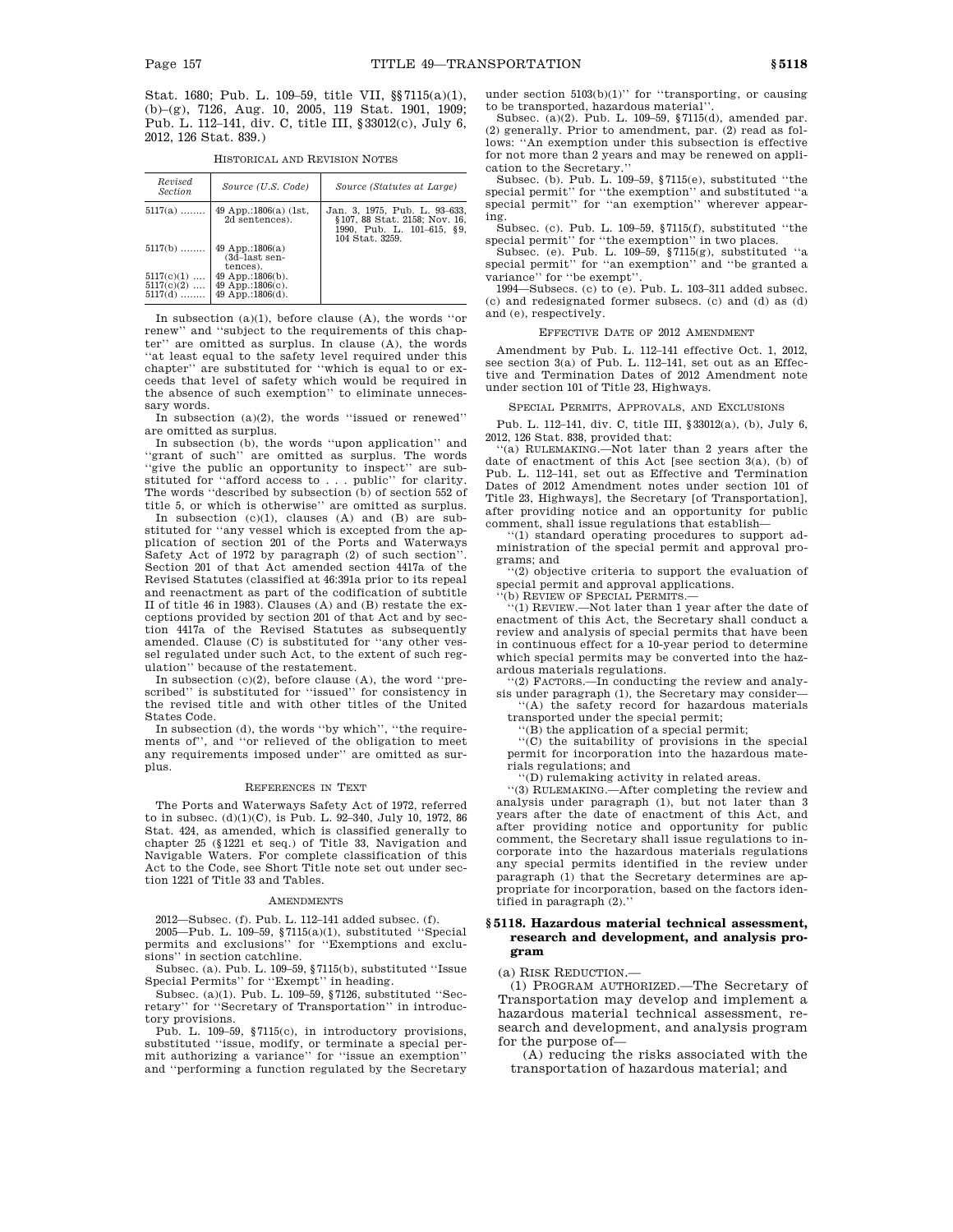Stat. 1680; Pub. L. 109–59, title VII, §§7115(a)(1), (b)–(g), 7126, Aug. 10, 2005, 119 Stat. 1901, 1909; Pub. L. 112–141, div. C, title III, §33012(c), July 6, 2012, 126 Stat. 839.)

HISTORICAL AND REVISION NOTES

| Revised Section | Source (U.S. Code) | Source (Statutes at Large) |
|---|---|---|
| 5117(a) ........ | 49 App.:1806(a) (1st, 2d sentences). | Jan. 3, 1975, Pub. L. 93–633, §107, 88 Stat. 2158; Nov. 16, 1990, Pub. L. 101–615, §9, 104 Stat. 3259. |
| 5117(b) ........ | 49 App.:1806(a) (3d–last sentences). | |
| 5117(c)(1) .... | 49 App.:1806(b). | |
| 5117(c)(2) .... | 49 App.:1806(c). | |
| 5117(d) ........ | 49 App.:1806(d). | |

In subsection (a)(1), before clause (A), the words "or renew" and "subject to the requirements of this chapter" are omitted as surplus. In clause (A), the words "at least equal to the safety level required under this chapter" are substituted for "which is equal to or exceeds that level of safety which would be required in the absence of such exemption" to eliminate unnecessary words.

In subsection (a)(2), the words "issued or renewed" are omitted as surplus.

In subsection (b), the words "upon application" and "grant of such" are omitted as surplus. The words "give the public an opportunity to inspect" are substituted for "afford access to . . . public" for clarity. The words "described by subsection (b) of section 552 of title 5, or which is otherwise" are omitted as surplus.

In subsection (c)(1), clauses (A) and (B) are substituted for "any vessel which is excepted from the application of section 201 of the Ports and Waterways Safety Act of 1972 by paragraph (2) of such section". Section 201 of that Act amended section 4417a of the Revised Statutes (classified at 46:391a prior to its repeal and reenactment as part of the codification of subtitle II of title 46 in 1983). Clauses (A) and (B) restate the exceptions provided by section 201 of that Act and by section 4417a of the Revised Statutes as subsequently amended. Clause (C) is substituted for "any other vessel regulated under such Act, to the extent of such regulation" because of the restatement.

In subsection (c)(2), before clause (A), the word "prescribed" is substituted for "issued" for consistency in the revised title and with other titles of the United States Code.

In subsection (d), the words "by which", "the requirements of", and "or relieved of the obligation to meet any requirements imposed under" are omitted as surplus.

REFERENCES IN TEXT

The Ports and Waterways Safety Act of 1972, referred to in subsec. (d)(1)(C), is Pub. L. 92–340, July 10, 1972, 86 Stat. 424, as amended, which is classified generally to chapter 25 (§1221 et seq.) of Title 33, Navigation and Navigable Waters. For complete classification of this Act to the Code, see Short Title note set out under section 1221 of Title 33 and Tables.

AMENDMENTS

2012—Subsec. (f). Pub. L. 112–141 added subsec. (f).

2005—Pub. L. 109–59, §7115(a)(1), substituted "Special permits and exclusions" for "Exemptions and exclusions" in section catchline.

Subsec. (a). Pub. L. 109–59, §7115(b), substituted "Issue Special Permits" for "Exempt" in heading.

Subsec. (a)(1). Pub. L. 109–59, §7126, substituted "Secretary" for "Secretary of Transportation" in introductory provisions.

Pub. L. 109–59, §7115(c), in introductory provisions, substituted "issue, modify, or terminate a special permit authorizing a variance" for "issue an exemption" and "performing a function regulated by the Secretary under section 5103(b)(1)" for "transporting, or causing to be transported, hazardous material".

Subsec. (a)(2). Pub. L. 109–59, §7115(d), amended par. (2) generally. Prior to amendment, par. (2) read as follows: "An exemption under this subsection is effective for not more than 2 years and may be renewed on application to the Secretary."

Subsec. (b). Pub. L. 109–59, §7115(e), substituted "the special permit" for "the exemption" and substituted "a special permit" for "an exemption" wherever appearing.

Subsec. (c). Pub. L. 109–59, §7115(f), substituted "the special permit" for "the exemption" in two places.

Subsec. (e). Pub. L. 109–59, §7115(g), substituted "a special permit" for "an exemption" and "be granted a variance" for "be exempt".

1994—Subsecs. (c) to (e). Pub. L. 103–311 added subsec. (c) and redesignated former subsecs. (c) and (d) as (d) and (e), respectively.

EFFECTIVE DATE OF 2012 AMENDMENT

Amendment by Pub. L. 112–141 effective Oct. 1, 2012, see section 3(a) of Pub. L. 112–141, set out as an Effective and Termination Dates of 2012 Amendment note under section 101 of Title 23, Highways.

SPECIAL PERMITS, APPROVALS, AND EXCLUSIONS

Pub. L. 112–141, div. C, title III, §33012(a), (b), July 6, 2012, 126 Stat. 838, provided that:

"(a) RULEMAKING.—Not later than 2 years after the date of enactment of this Act [see section 3(a), (b) of Pub. L. 112–141, set out as Effective and Termination Dates of 2012 Amendment notes under section 101 of Title 23, Highways], the Secretary [of Transportation], after providing notice and an opportunity for public comment, shall issue regulations that establish—

"(1) standard operating procedures to support administration of the special permit and approval programs; and

"(2) objective criteria to support the evaluation of special permit and approval applications.

"(b) REVIEW OF SPECIAL PERMITS.—

"(1) REVIEW.—Not later than 1 year after the date of enactment of this Act, the Secretary shall conduct a review and analysis of special permits that have been in continuous effect for a 10-year period to determine which special permits may be converted into the hazardous materials regulations.

"(2) FACTORS.—In conducting the review and analysis under paragraph (1), the Secretary may consider—

"(A) the safety record for hazardous materials transported under the special permit;

"(B) the application of a special permit;

"(C) the suitability of provisions in the special permit for incorporation into the hazardous materials regulations; and

"(D) rulemaking activity in related areas.

"(3) RULEMAKING.—After completing the review and analysis under paragraph (1), but not later than 3 years after the date of enactment of this Act, and after providing notice and opportunity for public comment, the Secretary shall issue regulations to incorporate into the hazardous materials regulations any special permits identified in the review under paragraph (1) that the Secretary determines are appropriate for incorporation, based on the factors identified in paragraph (2)."

## §5118. Hazardous material technical assessment, research and development, and analysis program

(a) RISK REDUCTION.—

(1) PROGRAM AUTHORIZED.—The Secretary of Transportation may develop and implement a hazardous material technical assessment, research and development, and analysis program for the purpose of—

(A) reducing the risks associated with the transportation of hazardous material; and